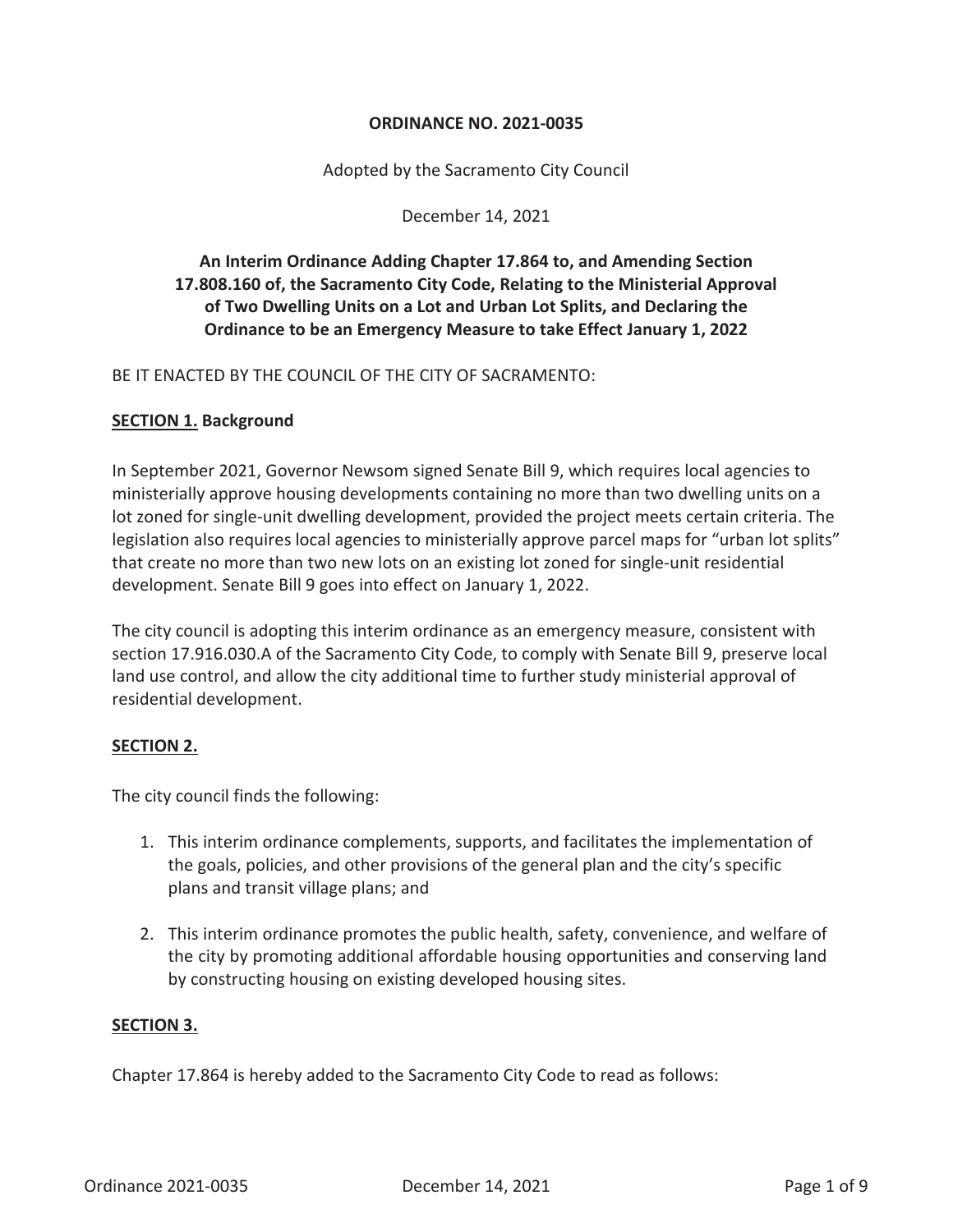**ORDINANCE NO. 2021-0035**

Adopted by the Sacramento City Council

December 14, 2021

**An Interim Ordinance Adding Chapter 17.864 to, and Amending Section 17.808.160 of, the Sacramento City Code, Relating to the Ministerial Approval of Two Dwelling Units on a Lot and Urban Lot Splits, and Declaring the Ordinance to be an Emergency Measure to take Effect January 1, 2022**

BE IT ENACTED BY THE COUNCIL OF THE CITY OF SACRAMENTO:

**SECTION 1. Background**

In September 2021, Governor Newsom signed Senate Bill 9, which requires local agencies to ministerially approve housing developments containing no more than two dwelling units on a lot zoned for single-unit dwelling development, provided the project meets certain criteria. The legislation also requires local agencies to ministerially approve parcel maps for "urban lot splits" that create no more than two new lots on an existing lot zoned for single-unit residential development. Senate Bill 9 goes into effect on January 1, 2022.

The city council is adopting this interim ordinance as an emergency measure, consistent with section 17.916.030.A of the Sacramento City Code, to comply with Senate Bill 9, preserve local land use control, and allow the city additional time to further study ministerial approval of residential development.

**SECTION 2.**

The city council finds the following:

1. This interim ordinance complements, supports, and facilitates the implementation of the goals, policies, and other provisions of the general plan and the city's specific plans and transit village plans; and

2. This interim ordinance promotes the public health, safety, convenience, and welfare of the city by promoting additional affordable housing opportunities and conserving land by constructing housing on existing developed housing sites.

**SECTION 3.**

Chapter 17.864 is hereby added to the Sacramento City Code to read as follows: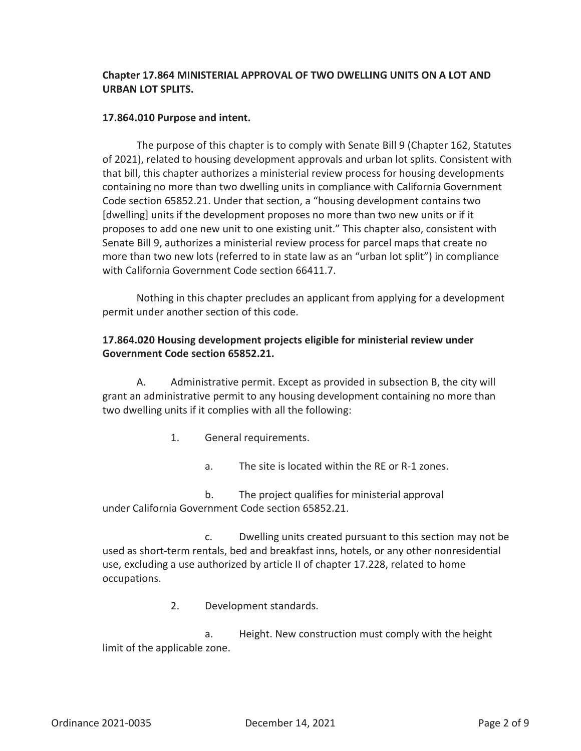**Chapter 17.864 MINISTERIAL APPROVAL OF TWO DWELLING UNITS ON A LOT AND URBAN LOT SPLITS.**

**17.864.010 Purpose and intent.**

The purpose of this chapter is to comply with Senate Bill 9 (Chapter 162, Statutes of 2021), related to housing development approvals and urban lot splits. Consistent with that bill, this chapter authorizes a ministerial review process for housing developments containing no more than two dwelling units in compliance with California Government Code section 65852.21. Under that section, a "housing development contains two [dwelling] units if the development proposes no more than two new units or if it proposes to add one new unit to one existing unit." This chapter also, consistent with Senate Bill 9, authorizes a ministerial review process for parcel maps that create no more than two new lots (referred to in state law as an "urban lot split") in compliance with California Government Code section 66411.7.

Nothing in this chapter precludes an applicant from applying for a development permit under another section of this code.

**17.864.020 Housing development projects eligible for ministerial review under Government Code section 65852.21.**

A. Administrative permit. Except as provided in subsection B, the city will grant an administrative permit to any housing development containing no more than two dwelling units if it complies with all the following:

1. General requirements.

   a. The site is located within the RE or R-1 zones.

   b. The project qualifies for ministerial approval under California Government Code section 65852.21.

   c. Dwelling units created pursuant to this section may not be used as short-term rentals, bed and breakfast inns, hotels, or any other nonresidential use, excluding a use authorized by article II of chapter 17.228, related to home occupations.

2. Development standards.

   a. Height. New construction must comply with the height limit of the applicable zone.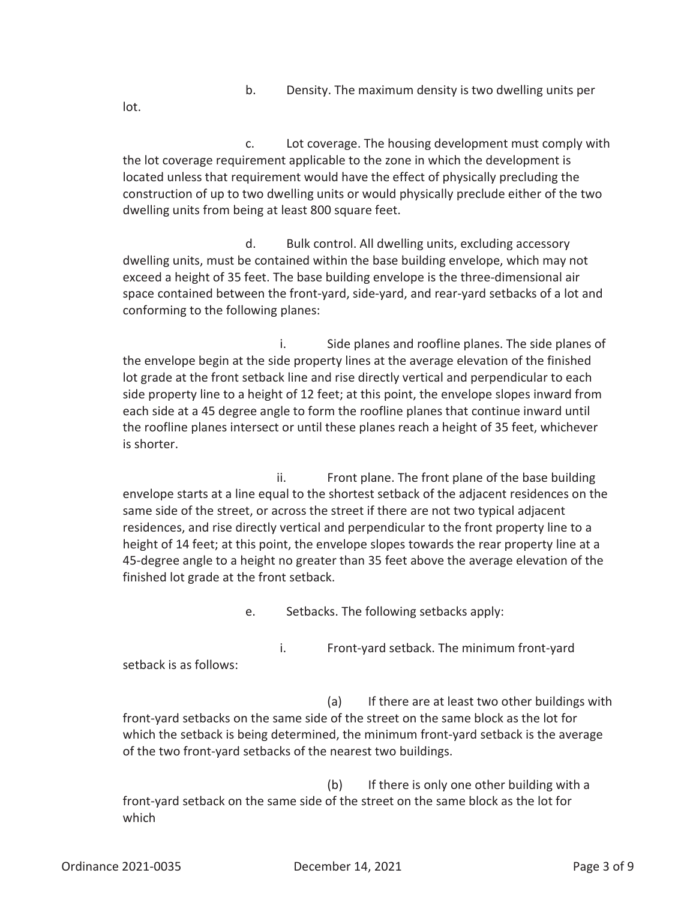b. Density. The maximum density is two dwelling units per lot.

c. Lot coverage. The housing development must comply with the lot coverage requirement applicable to the zone in which the development is located unless that requirement would have the effect of physically precluding the construction of up to two dwelling units or would physically preclude either of the two dwelling units from being at least 800 square feet.

d. Bulk control. All dwelling units, excluding accessory dwelling units, must be contained within the base building envelope, which may not exceed a height of 35 feet. The base building envelope is the three-dimensional air space contained between the front-yard, side-yard, and rear-yard setbacks of a lot and conforming to the following planes:

i. Side planes and roofline planes. The side planes of the envelope begin at the side property lines at the average elevation of the finished lot grade at the front setback line and rise directly vertical and perpendicular to each side property line to a height of 12 feet; at this point, the envelope slopes inward from each side at a 45 degree angle to form the roofline planes that continue inward until the roofline planes intersect or until these planes reach a height of 35 feet, whichever is shorter.

ii. Front plane. The front plane of the base building envelope starts at a line equal to the shortest setback of the adjacent residences on the same side of the street, or across the street if there are not two typical adjacent residences, and rise directly vertical and perpendicular to the front property line to a height of 14 feet; at this point, the envelope slopes towards the rear property line at a 45-degree angle to a height no greater than 35 feet above the average elevation of the finished lot grade at the front setback.

e. Setbacks. The following setbacks apply:

i. Front-yard setback. The minimum front-yard setback is as follows:

(a) If there are at least two other buildings with front-yard setbacks on the same side of the street on the same block as the lot for which the setback is being determined, the minimum front-yard setback is the average of the two front-yard setbacks of the nearest two buildings.

(b) If there is only one other building with a front-yard setback on the same side of the street on the same block as the lot for which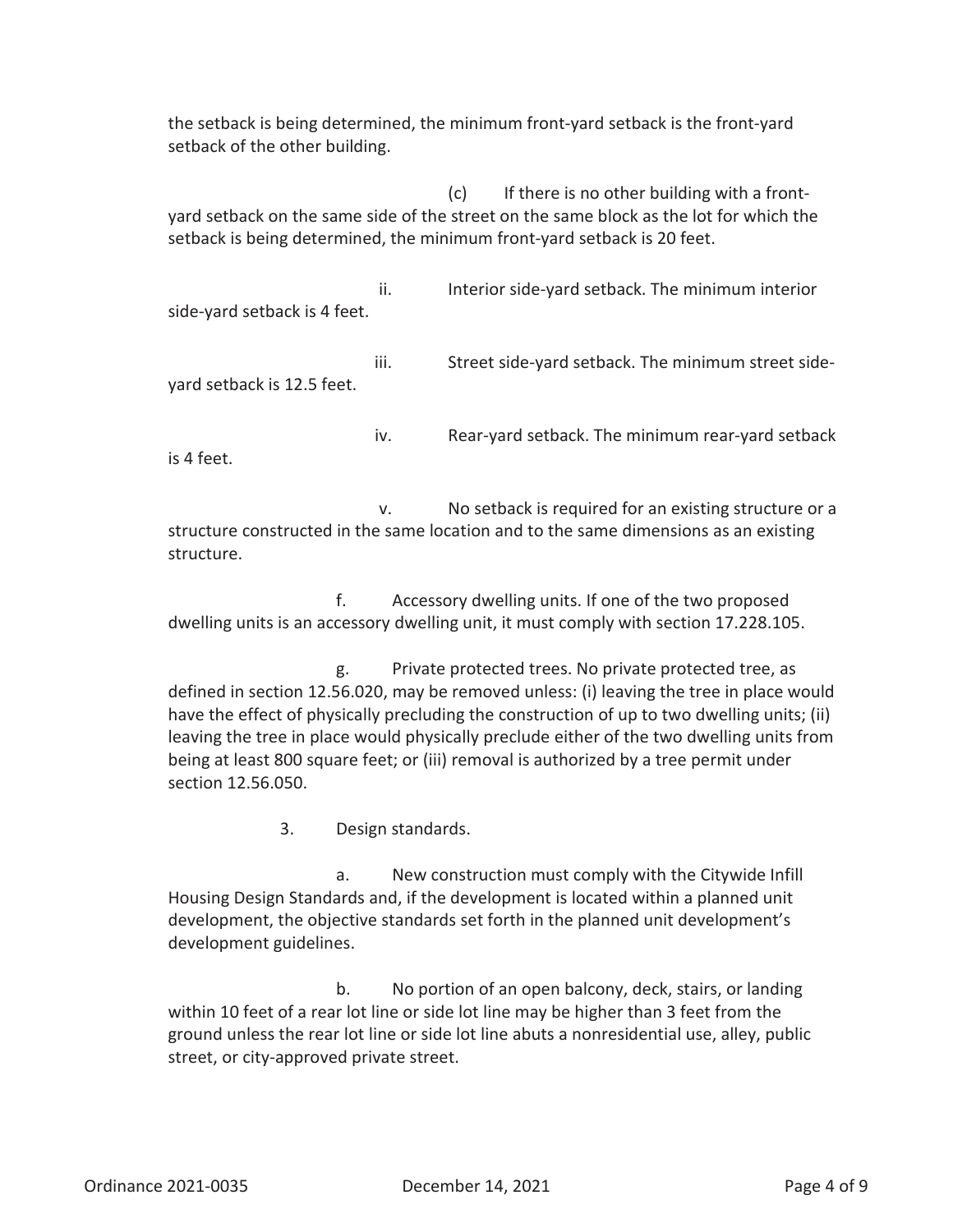the setback is being determined, the minimum front-yard setback is the front-yard setback of the other building.

(c) If there is no other building with a front-yard setback on the same side of the street on the same block as the lot for which the setback is being determined, the minimum front-yard setback is 20 feet.

ii. Interior side-yard setback. The minimum interior side-yard setback is 4 feet.

iii. Street side-yard setback. The minimum street side-yard setback is 12.5 feet.

iv. Rear-yard setback. The minimum rear-yard setback is 4 feet.

v. No setback is required for an existing structure or a structure constructed in the same location and to the same dimensions as an existing structure.

f. Accessory dwelling units. If one of the two proposed dwelling units is an accessory dwelling unit, it must comply with section 17.228.105.

g. Private protected trees. No private protected tree, as defined in section 12.56.020, may be removed unless: (i) leaving the tree in place would have the effect of physically precluding the construction of up to two dwelling units; (ii) leaving the tree in place would physically preclude either of the two dwelling units from being at least 800 square feet; or (iii) removal is authorized by a tree permit under section 12.56.050.

3. Design standards.

a. New construction must comply with the Citywide Infill Housing Design Standards and, if the development is located within a planned unit development, the objective standards set forth in the planned unit development's development guidelines.

b. No portion of an open balcony, deck, stairs, or landing within 10 feet of a rear lot line or side lot line may be higher than 3 feet from the ground unless the rear lot line or side lot line abuts a nonresidential use, alley, public street, or city-approved private street.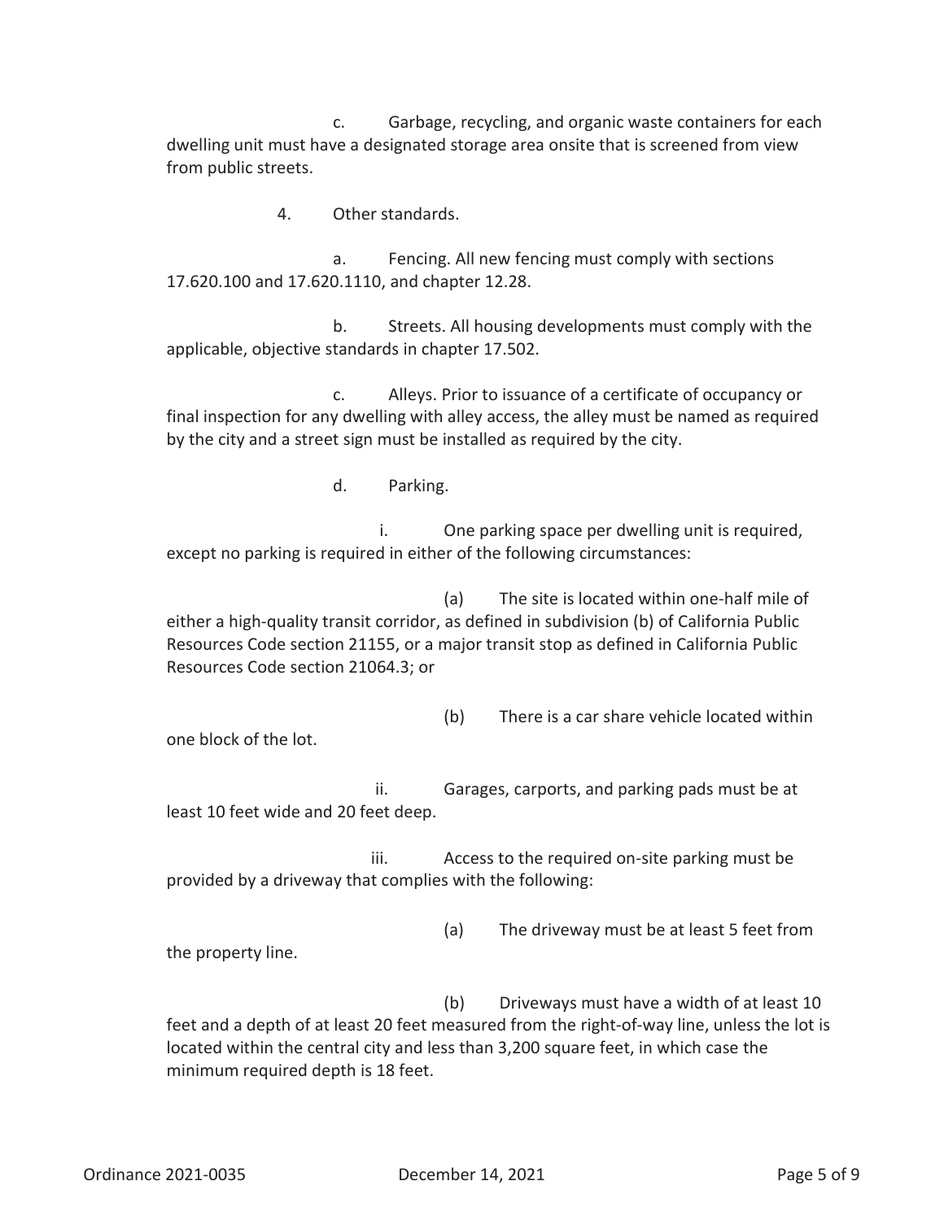c. Garbage, recycling, and organic waste containers for each dwelling unit must have a designated storage area onsite that is screened from view from public streets.

4. Other standards.

a. Fencing. All new fencing must comply with sections 17.620.100 and 17.620.1110, and chapter 12.28.

b. Streets. All housing developments must comply with the applicable, objective standards in chapter 17.502.

c. Alleys. Prior to issuance of a certificate of occupancy or final inspection for any dwelling with alley access, the alley must be named as required by the city and a street sign must be installed as required by the city.

d. Parking.

i. One parking space per dwelling unit is required, except no parking is required in either of the following circumstances:

(a) The site is located within one-half mile of either a high-quality transit corridor, as defined in subdivision (b) of California Public Resources Code section 21155, or a major transit stop as defined in California Public Resources Code section 21064.3; or

(b) There is a car share vehicle located within one block of the lot.

ii. Garages, carports, and parking pads must be at least 10 feet wide and 20 feet deep.

iii. Access to the required on-site parking must be provided by a driveway that complies with the following:

(a) The driveway must be at least 5 feet from the property line.

(b) Driveways must have a width of at least 10 feet and a depth of at least 20 feet measured from the right-of-way line, unless the lot is located within the central city and less than 3,200 square feet, in which case the minimum required depth is 18 feet.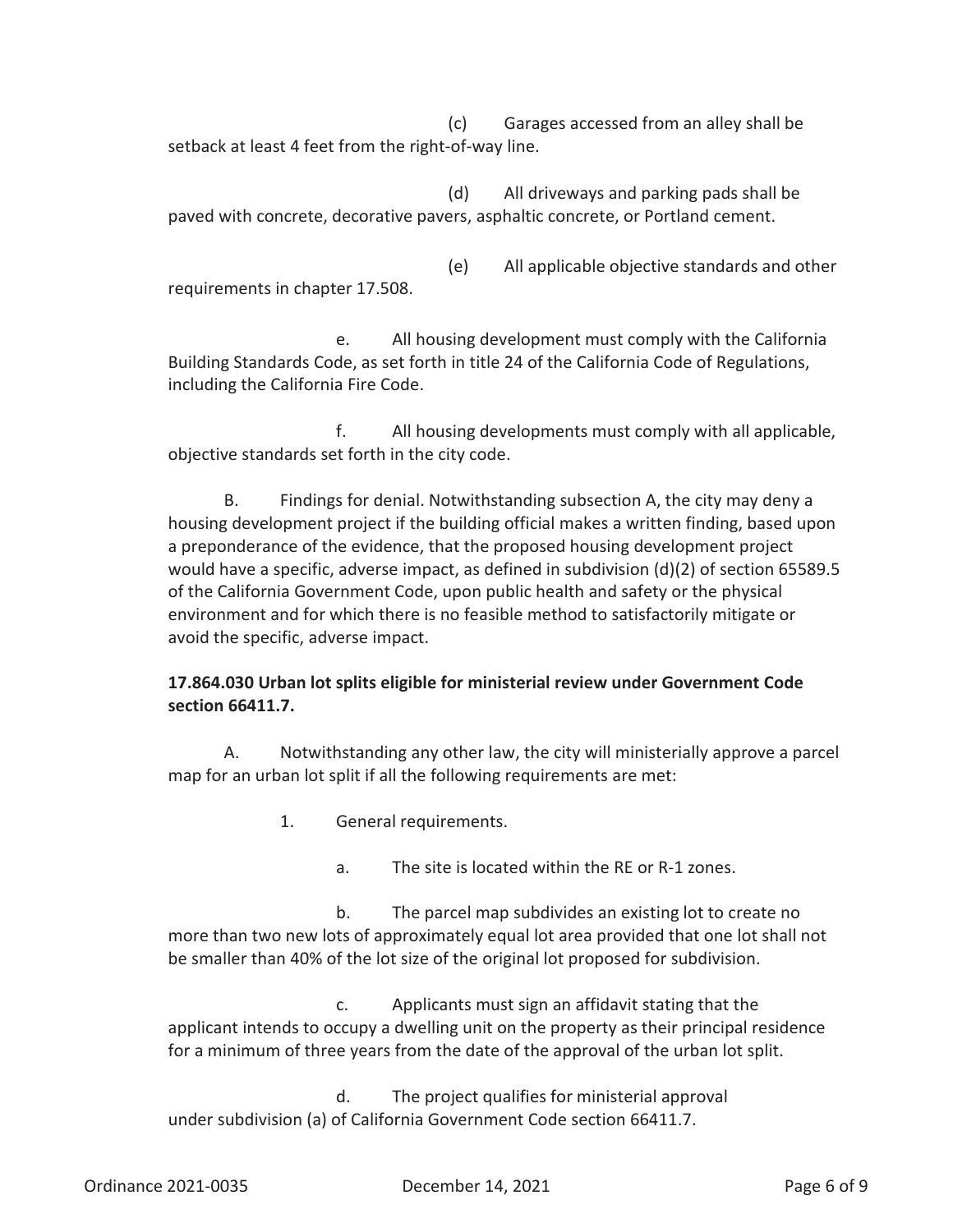(c) Garages accessed from an alley shall be setback at least 4 feet from the right-of-way line.

(d) All driveways and parking pads shall be paved with concrete, decorative pavers, asphaltic concrete, or Portland cement.

(e) All applicable objective standards and other requirements in chapter 17.508.

e. All housing development must comply with the California Building Standards Code, as set forth in title 24 of the California Code of Regulations, including the California Fire Code.

f. All housing developments must comply with all applicable, objective standards set forth in the city code.

B. Findings for denial. Notwithstanding subsection A, the city may deny a housing development project if the building official makes a written finding, based upon a preponderance of the evidence, that the proposed housing development project would have a specific, adverse impact, as defined in subdivision (d)(2) of section 65589.5 of the California Government Code, upon public health and safety or the physical environment and for which there is no feasible method to satisfactorily mitigate or avoid the specific, adverse impact.

**17.864.030 Urban lot splits eligible for ministerial review under Government Code section 66411.7.**

A. Notwithstanding any other law, the city will ministerially approve a parcel map for an urban lot split if all the following requirements are met:

1. General requirements.

a. The site is located within the RE or R-1 zones.

b. The parcel map subdivides an existing lot to create no more than two new lots of approximately equal lot area provided that one lot shall not be smaller than 40% of the lot size of the original lot proposed for subdivision.

c. Applicants must sign an affidavit stating that the applicant intends to occupy a dwelling unit on the property as their principal residence for a minimum of three years from the date of the approval of the urban lot split.

d. The project qualifies for ministerial approval under subdivision (a) of California Government Code section 66411.7.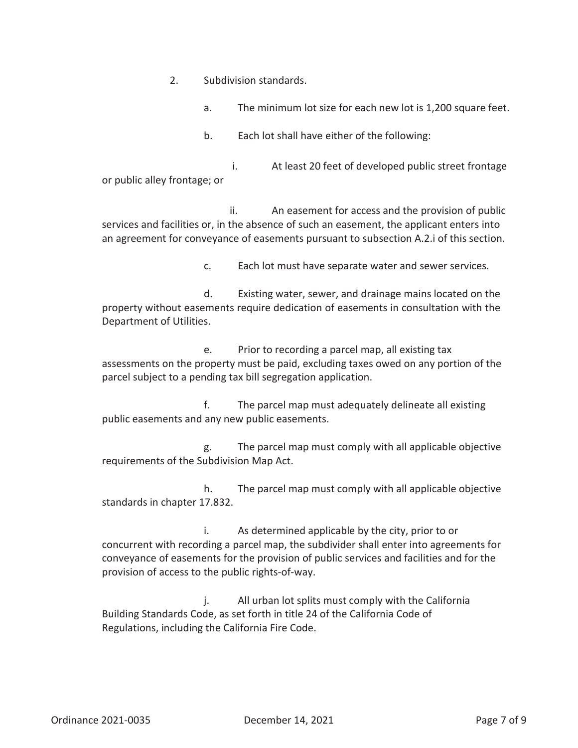2. Subdivision standards.

   a. The minimum lot size for each new lot is 1,200 square feet.

   b. Each lot shall have either of the following:

      i. At least 20 feet of developed public street frontage or public alley frontage; or

      ii. An easement for access and the provision of public services and facilities or, in the absence of such an easement, the applicant enters into an agreement for conveyance of easements pursuant to subsection A.2.i of this section.

   c. Each lot must have separate water and sewer services.

   d. Existing water, sewer, and drainage mains located on the property without easements require dedication of easements in consultation with the Department of Utilities.

   e. Prior to recording a parcel map, all existing tax assessments on the property must be paid, excluding taxes owed on any portion of the parcel subject to a pending tax bill segregation application.

   f. The parcel map must adequately delineate all existing public easements and any new public easements.

   g. The parcel map must comply with all applicable objective requirements of the Subdivision Map Act.

   h. The parcel map must comply with all applicable objective standards in chapter 17.832.

   i. As determined applicable by the city, prior to or concurrent with recording a parcel map, the subdivider shall enter into agreements for conveyance of easements for the provision of public services and facilities and for the provision of access to the public rights-of-way.

   j. All urban lot splits must comply with the California Building Standards Code, as set forth in title 24 of the California Code of Regulations, including the California Fire Code.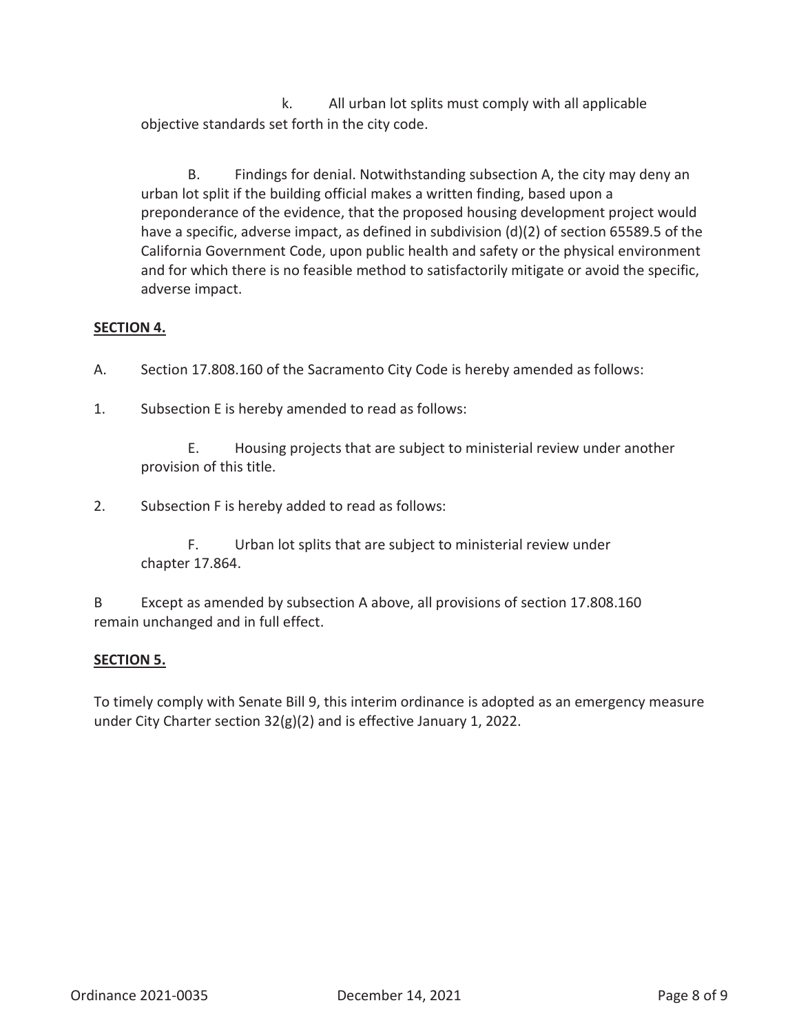k. All urban lot splits must comply with all applicable objective standards set forth in the city code.

B. Findings for denial. Notwithstanding subsection A, the city may deny an urban lot split if the building official makes a written finding, based upon a preponderance of the evidence, that the proposed housing development project would have a specific, adverse impact, as defined in subdivision (d)(2) of section 65589.5 of the California Government Code, upon public health and safety or the physical environment and for which there is no feasible method to satisfactorily mitigate or avoid the specific, adverse impact.

**SECTION 4.**

A. Section 17.808.160 of the Sacramento City Code is hereby amended as follows:

1. Subsection E is hereby amended to read as follows:

E. Housing projects that are subject to ministerial review under another provision of this title.

2. Subsection F is hereby added to read as follows:

F. Urban lot splits that are subject to ministerial review under chapter 17.864.

B Except as amended by subsection A above, all provisions of section 17.808.160 remain unchanged and in full effect.

**SECTION 5.**

To timely comply with Senate Bill 9, this interim ordinance is adopted as an emergency measure under City Charter section 32(g)(2) and is effective January 1, 2022.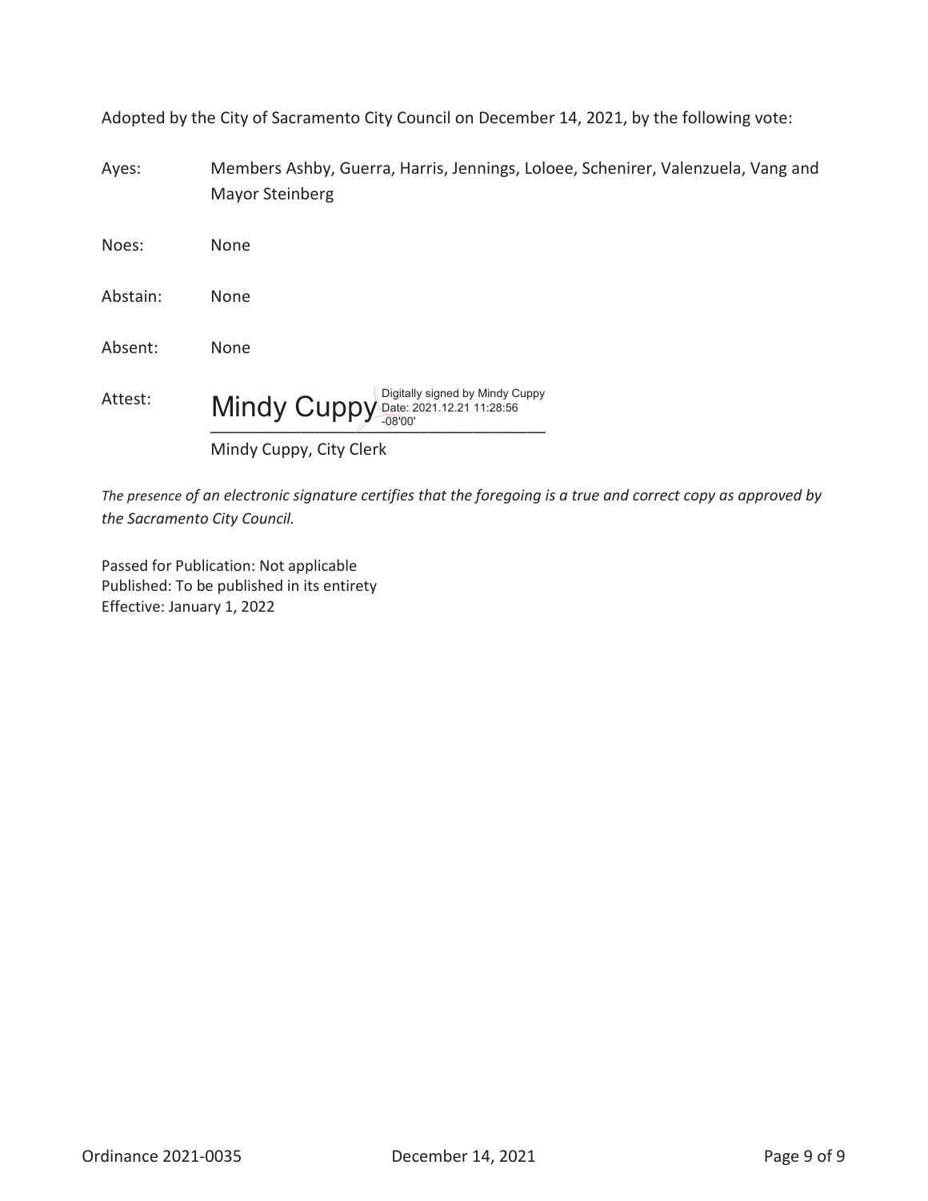Adopted by the City of Sacramento City Council on December 14, 2021, by the following vote:

| | |
|---|---|
| Ayes: | Members Ashby, Guerra, Harris, Jennings, Loloee, Schenirer, Valenzuela, Vang and Mayor Steinberg |
| Noes: | None |
| Abstain: | None |
| Absent: | None |

Attest: Mindy Cuppy Digitally signed by Mindy Cuppy Date: 2021.12.21 11:28:56 -08'00'

Mindy Cuppy, City Clerk

*The presence of an electronic signature certifies that the foregoing is a true and correct copy as approved by the Sacramento City Council.*

Passed for Publication: Not applicable
Published: To be published in its entirety
Effective: January 1, 2022